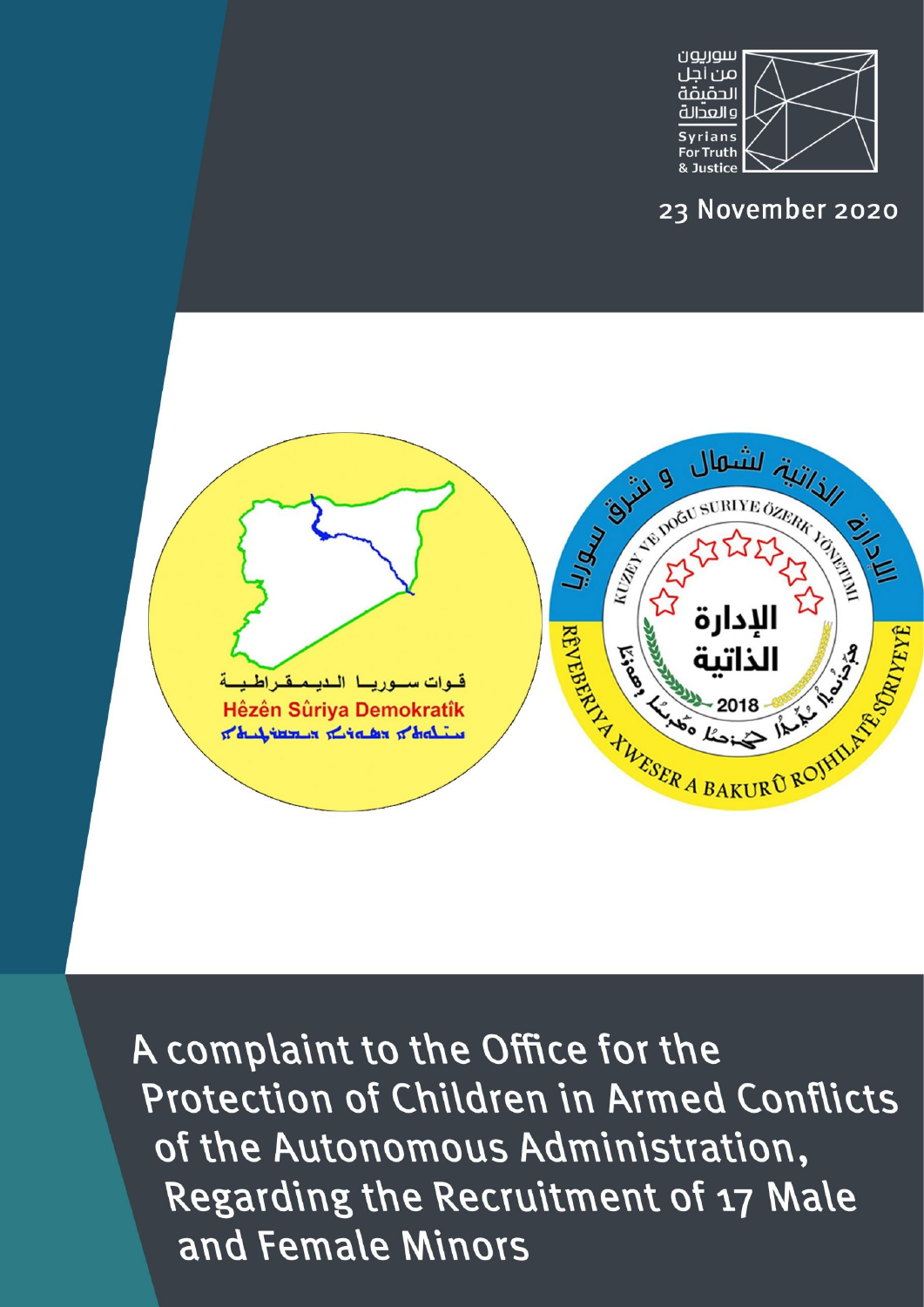سوريون من أجل الحقيقة والعدالة

Syrians For Truth & Justice

23 November 2020

# A complaint to the Office for the Protection of Children in Armed Conflicts of the Autonomous Administration, Regarding the Recruitment of 17 Male and Female Minors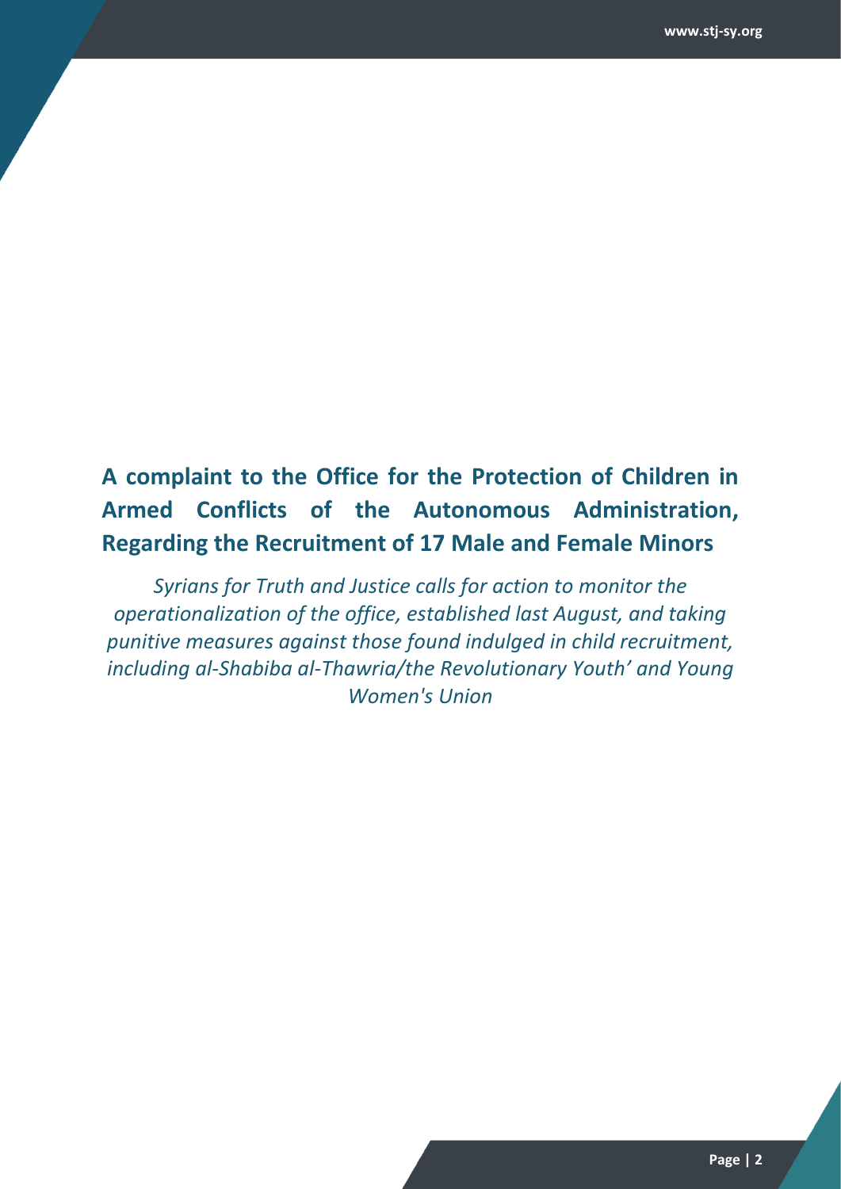# A complaint to the Office for the Protection of Children in Armed Conflicts of the Autonomous Administration, Regarding the Recruitment of 17 Male and Female Minors

*Syrians for Truth and Justice calls for action to monitor the operationalization of the office, established last August, and taking punitive measures against those found indulged in child recruitment, including al-Shabiba al-Thawria/the Revolutionary Youth' and Young Women's Union*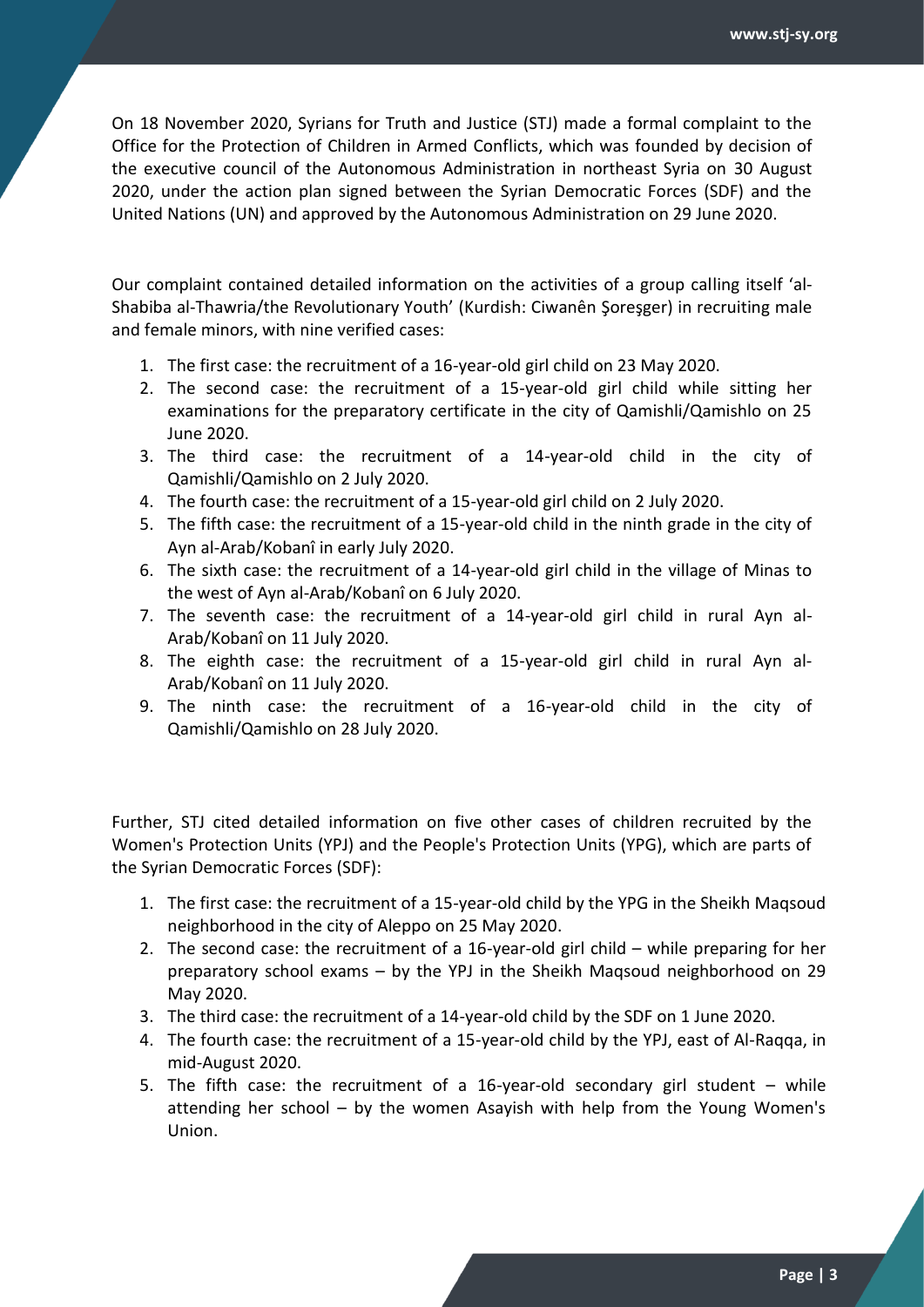On 18 November 2020, Syrians for Truth and Justice (STJ) made a formal complaint to the Office for the Protection of Children in Armed Conflicts, which was founded by decision of the executive council of the Autonomous Administration in northeast Syria on 30 August 2020, under the action plan signed between the Syrian Democratic Forces (SDF) and the United Nations (UN) and approved by the Autonomous Administration on 29 June 2020.

Our complaint contained detailed information on the activities of a group calling itself 'al-Shabiba al-Thawria/the Revolutionary Youth' (Kurdish: Ciwanên Şoreşger) in recruiting male and female minors, with nine verified cases:

1. The first case: the recruitment of a 16-year-old girl child on 23 May 2020.
2. The second case: the recruitment of a 15-year-old girl child while sitting her examinations for the preparatory certificate in the city of Qamishli/Qamishlo on 25 June 2020.
3. The third case: the recruitment of a 14-year-old child in the city of Qamishli/Qamishlo on 2 July 2020.
4. The fourth case: the recruitment of a 15-year-old girl child on 2 July 2020.
5. The fifth case: the recruitment of a 15-year-old child in the ninth grade in the city of Ayn al-Arab/Kobanî in early July 2020.
6. The sixth case: the recruitment of a 14-year-old girl child in the village of Minas to the west of Ayn al-Arab/Kobanî on 6 July 2020.
7. The seventh case: the recruitment of a 14-year-old girl child in rural Ayn al-Arab/Kobanî on 11 July 2020.
8. The eighth case: the recruitment of a 15-year-old girl child in rural Ayn al-Arab/Kobanî on 11 July 2020.
9. The ninth case: the recruitment of a 16-year-old child in the city of Qamishli/Qamishlo on 28 July 2020.

Further, STJ cited detailed information on five other cases of children recruited by the Women's Protection Units (YPJ) and the People's Protection Units (YPG), which are parts of the Syrian Democratic Forces (SDF):

1. The first case: the recruitment of a 15-year-old child by the YPG in the Sheikh Maqsoud neighborhood in the city of Aleppo on 25 May 2020.
2. The second case: the recruitment of a 16-year-old girl child – while preparing for her preparatory school exams – by the YPJ in the Sheikh Maqsoud neighborhood on 29 May 2020.
3. The third case: the recruitment of a 14-year-old child by the SDF on 1 June 2020.
4. The fourth case: the recruitment of a 15-year-old child by the YPJ, east of Al-Raqqa, in mid-August 2020.
5. The fifth case: the recruitment of a 16-year-old secondary girl student – while attending her school – by the women Asayish with help from the Young Women's Union.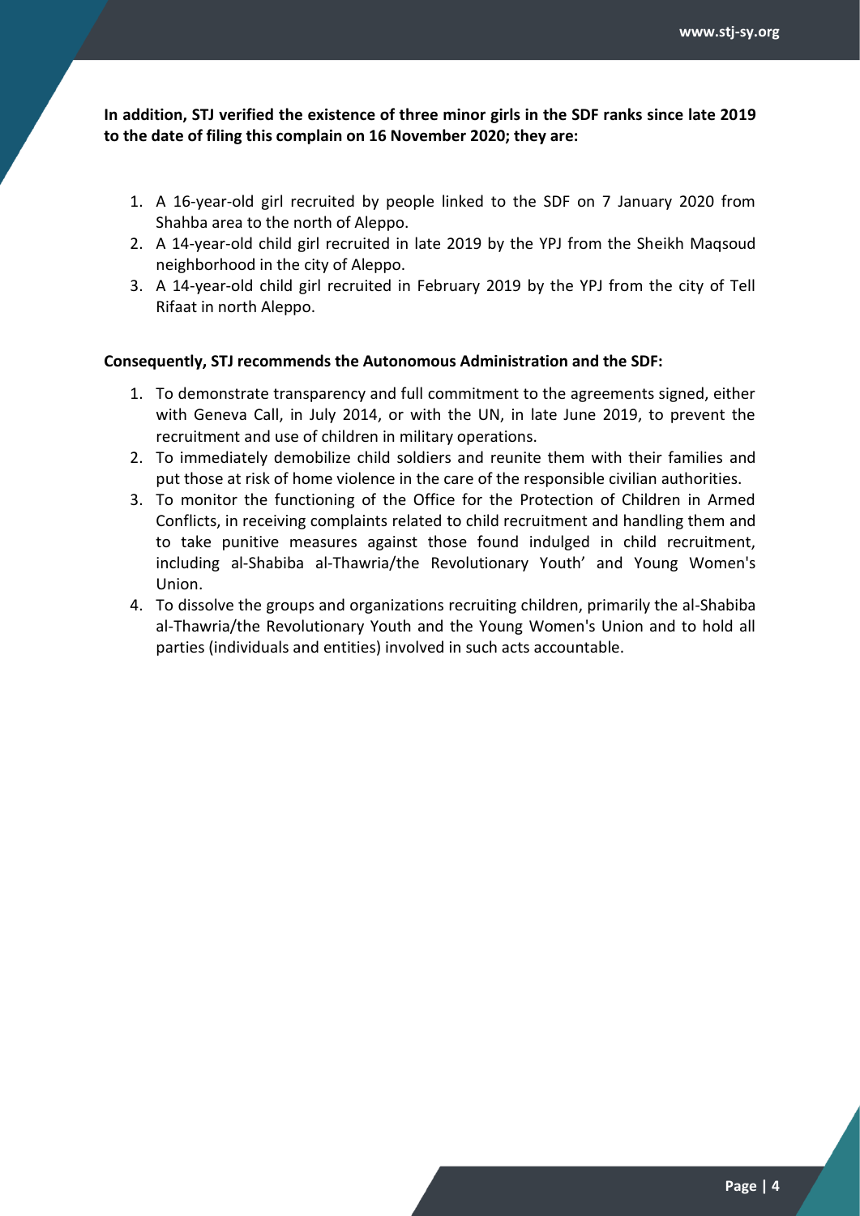**In addition, STJ verified the existence of three minor girls in the SDF ranks since late 2019 to the date of filing this complain on 16 November 2020; they are:**

1. A 16-year-old girl recruited by people linked to the SDF on 7 January 2020 from Shahba area to the north of Aleppo.
2. A 14-year-old child girl recruited in late 2019 by the YPJ from the Sheikh Maqsoud neighborhood in the city of Aleppo.
3. A 14-year-old child girl recruited in February 2019 by the YPJ from the city of Tell Rifaat in north Aleppo.

**Consequently, STJ recommends the Autonomous Administration and the SDF:**

1. To demonstrate transparency and full commitment to the agreements signed, either with Geneva Call, in July 2014, or with the UN, in late June 2019, to prevent the recruitment and use of children in military operations.
2. To immediately demobilize child soldiers and reunite them with their families and put those at risk of home violence in the care of the responsible civilian authorities.
3. To monitor the functioning of the Office for the Protection of Children in Armed Conflicts, in receiving complaints related to child recruitment and handling them and to take punitive measures against those found indulged in child recruitment, including al-Shabiba al-Thawria/the Revolutionary Youth' and Young Women's Union.
4. To dissolve the groups and organizations recruiting children, primarily the al-Shabiba al-Thawria/the Revolutionary Youth and the Young Women's Union and to hold all parties (individuals and entities) involved in such acts accountable.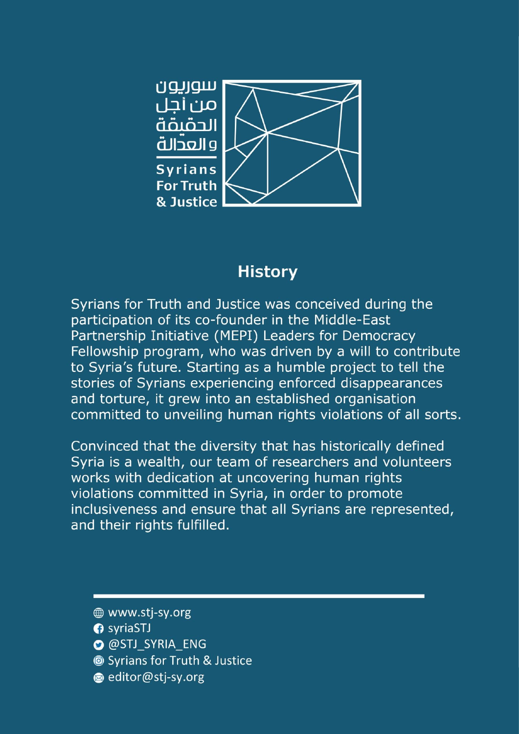سوريون
من أجل
الحقيقة
والعدالة

Syrians
For Truth
& Justice

## History

Syrians for Truth and Justice was conceived during the participation of its co-founder in the Middle-East Partnership Initiative (MEPI) Leaders for Democracy Fellowship program, who was driven by a will to contribute to Syria's future. Starting as a humble project to tell the stories of Syrians experiencing enforced disappearances and torture, it grew into an established organisation committed to unveiling human rights violations of all sorts.

Convinced that the diversity that has historically defined Syria is a wealth, our team of researchers and volunteers works with dedication at uncovering human rights violations committed in Syria, in order to promote inclusiveness and ensure that all Syrians are represented, and their rights fulfilled.

---

www.stj-sy.org
syriaSTJ
@STJ_SYRIA_ENG
Syrians for Truth & Justice
editor@stj-sy.org